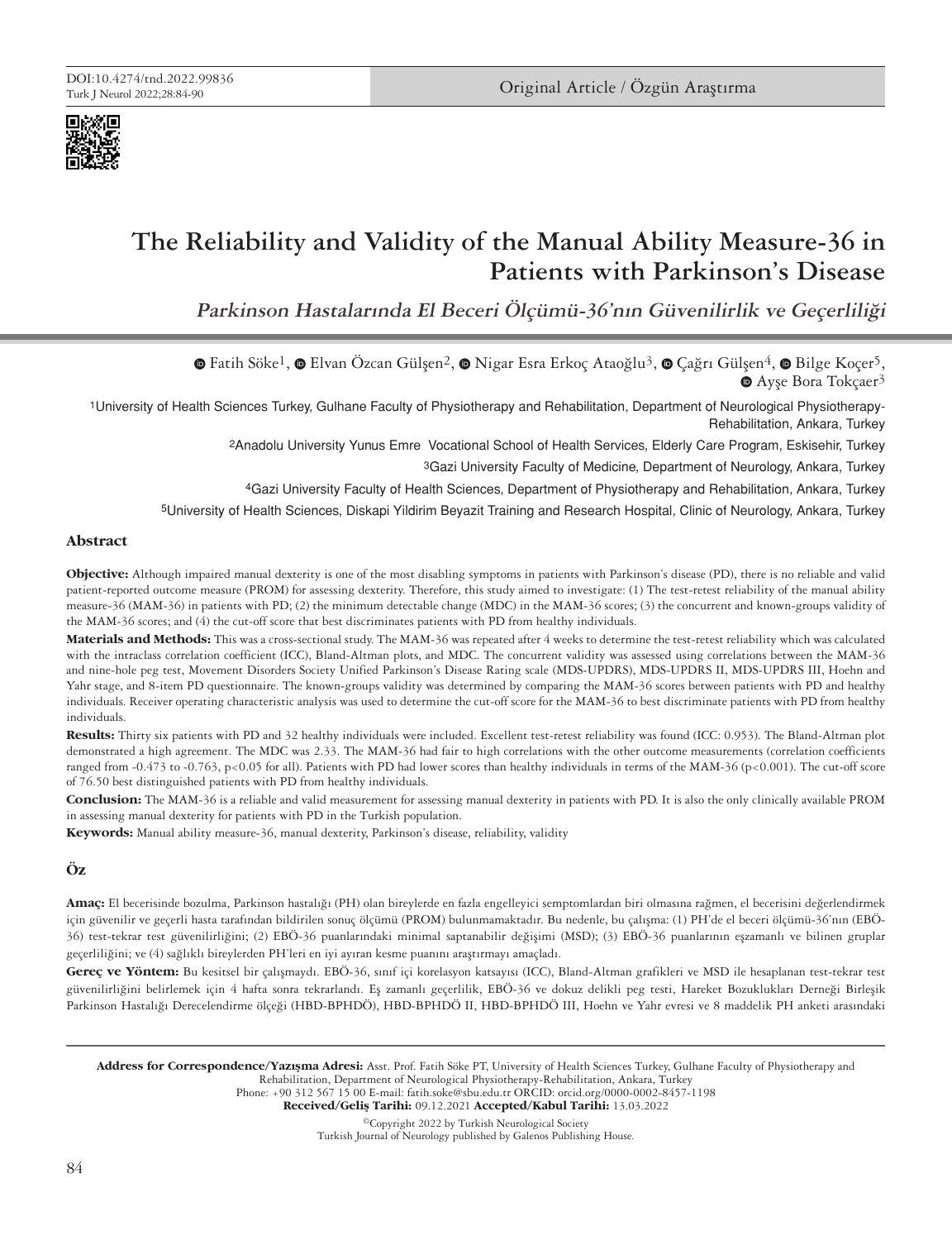DOI:10.4274/tnd.2022.99836

Original Article / Özgün Araştırma

# The Reliability and Validity of the Manual Ability Measure-36 in Patients with Parkinson's Disease

## *Parkinson Hastalarında El Beceri Ölçümü-36'nın Güvenilirlik ve Geçerliliği*

Fatih Söke[1], Elvan Özcan Gülşen[2], Nigar Esra Erkoç Ataoğlu[3], Çağrı Gülşen[4], Bilge Koçer[5], Ayşe Bora Tokçaer[3]

[1]University of Health Sciences Turkey, Gulhane Faculty of Physiotherapy and Rehabilitation, Department of Neurological Physiotherapy-Rehabilitation, Ankara, Turkey

[2]Anadolu University Yunus Emre Vocational School of Health Services, Elderly Care Program, Eskisehir, Turkey

[3]Gazi University Faculty of Medicine, Department of Neurology, Ankara, Turkey

[4]Gazi University Faculty of Health Sciences, Department of Physiotherapy and Rehabilitation, Ankara, Turkey

[5]University of Health Sciences, Diskapi Yildirim Beyazit Training and Research Hospital, Clinic of Neurology, Ankara, Turkey

### Abstract

**Objective:** Although impaired manual dexterity is one of the most disabling symptoms in patients with Parkinson's disease (PD), there is no reliable and valid patient-reported outcome measure (PROM) for assessing dexterity. Therefore, this study aimed to investigate: (1) The test-retest reliability of the manual ability measure-36 (MAM-36) in patients with PD; (2) the minimum detectable change (MDC) in the MAM-36 scores; (3) the concurrent and known-groups validity of the MAM-36 scores; and (4) the cut-off score that best discriminates patients with PD from healthy individuals.

**Materials and Methods:** This was a cross-sectional study. The MAM-36 was repeated after 4 weeks to determine the test-retest reliability which was calculated with the intraclass correlation coefficient (ICC), Bland-Altman plots, and MDC. The concurrent validity was assessed using correlations between the MAM-36 and nine-hole peg test, Movement Disorders Society Unified Parkinson's Disease Rating scale (MDS-UPDRS), MDS-UPDRS II, MDS-UPDRS III, Hoehn and Yahr stage, and 8-item PD questionnaire. The known-groups validity was determined by comparing the MAM-36 scores between patients with PD and healthy individuals. Receiver operating characteristic analysis was used to determine the cut-off score for the MAM-36 to best discriminate patients with PD from healthy individuals.

**Results:** Thirty six patients with PD and 32 healthy individuals were included. Excellent test-retest reliability was found (ICC: 0.953). The Bland-Altman plot demonstrated a high agreement. The MDC was 2.33. The MAM-36 had fair to high correlations with the other outcome measurements (correlation coefficients ranged from -0.473 to -0.763, $p<0.05$ for all). Patients with PD had lower scores than healthy individuals in terms of the MAM-36 ($p<0.001$). The cut-off score of 76.50 best distinguished patients with PD from healthy individuals.

**Conclusion:** The MAM-36 is a reliable and valid measurement for assessing manual dexterity in patients with PD. It is also the only clinically available PROM in assessing manual dexterity for patients with PD in the Turkish population.

**Keywords:** Manual ability measure-36, manual dexterity, Parkinson's disease, reliability, validity

### Öz

**Amaç:** El becerisinde bozulma, Parkinson hastalığı (PH) olan bireylerde en fazla engelleyici semptomlardan biri olmasına rağmen, el becerisini değerlendirmek için güvenilir ve geçerli hasta tarafından bildirilen sonuç ölçümü (PROM) bulunmamaktadır. Bu nedenle, bu çalışma: (1) PH'de el beceri ölçümü-36'nın (EBÖ-36) test-tekrar test güvenilirliğini; (2) EBÖ-36 puanlarındaki minimal saptanabilir değişimi (MSD); (3) EBÖ-36 puanlarının eşzamanlı ve bilinen gruplar geçerliliğini; ve (4) sağlıklı bireylerden PH'leri en iyi ayıran kesme puanını araştırmayı amaçladı.

**Gereç ve Yöntem:** Bu kesitsel bir çalışmaydı. EBÖ-36, sınıf içi korelasyon katsayısı (ICC), Bland-Altman grafikleri ve MSD ile hesaplanan test-tekrar test güvenilirliğini belirlemek için 4 hafta sonra tekrarlandı. Eş zamanlı geçerlilik, EBÖ-36 ve dokuz delikli peg testi, Hareket Bozuklukları Derneği Birleşik Parkinson Hastalığı Derecelendirme ölçeği (HBD-BPHDÖ), HBD-BPHDÖ II, HBD-BPHDÖ III, Hoehn ve Yahr evresi ve 8 maddelik PH anketi arasındaki

**Address for Correspondence/Yazışma Adresi:** Asst. Prof. Fatih Söke PT, University of Health Sciences Turkey, Gulhane Faculty of Physiotherapy and Rehabilitation, Department of Neurological Physiotherapy-Rehabilitation, Ankara, Turkey
Phone: +90 312 567 15 00 E-mail: fatih.soke@sbu.edu.tr ORCID: orcid.org/0000-0002-8457-1198
**Received/Geliş Tarihi:** 09.12.2021 **Accepted/Kabul Tarihi:** 13.03.2022

©Copyright 2022 by Turkish Neurological Society
Turkish Journal of Neurology published by Galenos Publishing House.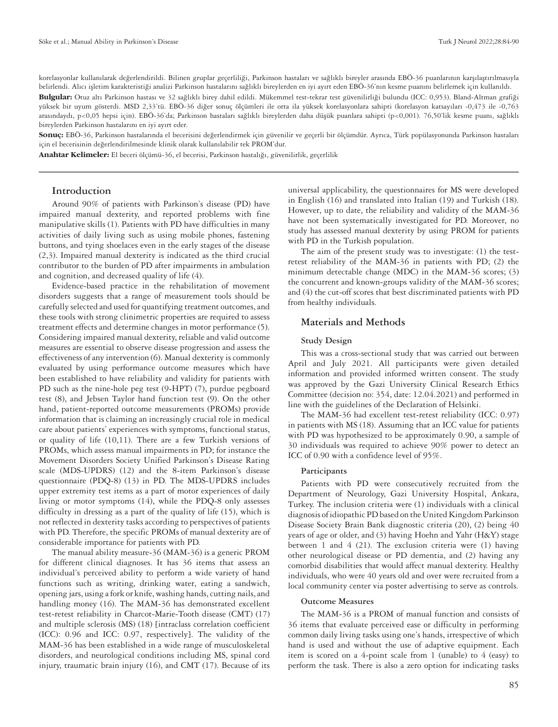korelasyonlar kullanılarak değerlendirildi. Bilinen gruplar geçerliliği, Parkinson hastaları ve sağlıklı bireyler arasında EBÖ-36 puanlarının karşılaştırılmasıyla belirlendi. Alıcı işletim karakteristiği analizi Parkinson hastalarını sağlıklı bireylerden en iyi ayırt eden EBÖ-36'nın kesme puanını belirlemek için kullanıldı.

**Bulgular:** Otuz altı Parkinson hastası ve 32 sağlıklı birey dahil edildi. Mükemmel test-tekrar test güvenilirliği bulundu (ICC: 0,953). Bland-Altman grafiği yüksek bir uyum gösterdi. MSD 2,33'tü. EBÖ-36 diğer sonuç ölçümleri ile orta ila yüksek korelasyonlara sahipti (korelasyon katsayıları -0,473 ile -0,763 arasındaydı, p<0,05 hepsi için). EBÖ-36'da; Parkinson hastaları sağlıklı bireylerden daha düşük puanlara sahipti (p<0,001). 76,50'lik kesme puanı, sağlıklı bireylerden Parkinson hastalarını en iyi ayırt eder.

**Sonuç:** EBÖ-36, Parkinson hastalarında el becerisini değerlendirmek için güvenilir ve geçerli bir ölçümdür. Ayrıca, Türk popülasyonunda Parkinson hastaları için el becerisinin değerlendirilmesinde klinik olarak kullanılabilir tek PROM'dur.

**Anahtar Kelimeler:** El beceri ölçümü-36, el becerisi, Parkinson hastalığı, güvenilirlik, geçerlilik

## Introduction

Around 90% of patients with Parkinson's disease (PD) have impaired manual dexterity, and reported problems with fine manipulative skills (1). Patients with PD have difficulties in many activities of daily living such as using mobile phones, fastening buttons, and tying shoelaces even in the early stages of the disease (2,3). Impaired manual dexterity is indicated as the third crucial contributor to the burden of PD after impairments in ambulation and cognition, and decreased quality of life (4).

Evidence-based practice in the rehabilitation of movement disorders suggests that a range of measurement tools should be carefully selected and used for quantifying treatment outcomes, and these tools with strong clinimetric properties are required to assess treatment effects and determine changes in motor performance (5). Considering impaired manual dexterity, reliable and valid outcome measures are essential to observe disease progression and assess the effectiveness of any intervention (6). Manual dexterity is commonly evaluated by using performance outcome measures which have been established to have reliability and validity for patients with PD such as the nine-hole peg test (9-HPT) (7), purdue pegboard test (8), and Jebsen Taylor hand function test (9). On the other hand, patient-reported outcome measurements (PROMs) provide information that is claiming an increasingly crucial role in medical care about patients' experiences with symptoms, functional status, or quality of life (10,11). There are a few Turkish versions of PROMs, which assess manual impairments in PD; for instance the Movement Disorders Society Unified Parkinson's Disease Rating scale (MDS-UPDRS) (12) and the 8-item Parkinson's disease questionnaire (PDQ-8) (13) in PD. The MDS-UPDRS includes upper extremity test items as a part of motor experiences of daily living or motor symptoms (14), while the PDQ-8 only assesses difficulty in dressing as a part of the quality of life (15), which is not reflected in dexterity tasks according to perspectives of patients with PD. Therefore, the specific PROMs of manual dexterity are of considerable importance for patients with PD.

The manual ability measure-36 (MAM-36) is a generic PROM for different clinical diagnoses. It has 36 items that assess an individual's perceived ability to perform a wide variety of hand functions such as writing, drinking water, eating a sandwich, opening jars, using a fork or knife, washing hands, cutting nails, and handling money (16). The MAM-36 has demonstrated excellent test-retest reliability in Charcot-Marie-Tooth disease (CMT) (17) and multiple sclerosis (MS) (18) [intraclass correlation coefficient (ICC): 0.96 and ICC: 0.97, respectively]. The validity of the MAM-36 has been established in a wide range of musculoskeletal disorders, and neurological conditions including MS, spinal cord injury, traumatic brain injury (16), and CMT (17). Because of its universal applicability, the questionnaires for MS were developed in English (16) and translated into Italian (19) and Turkish (18). However, up to date, the reliability and validity of the MAM-36 have not been systematically investigated for PD. Moreover, no study has assessed manual dexterity by using PROM for patients with PD in the Turkish population.

The aim of the present study was to investigate: (1) the test-retest reliability of the MAM-36 in patients with PD; (2) the minimum detectable change (MDC) in the MAM-36 scores; (3) the concurrent and known-groups validity of the MAM-36 scores; and (4) the cut-off scores that best discriminated patients with PD from healthy individuals.

## Materials and Methods

### Study Design

This was a cross-sectional study that was carried out between April and July 2021. All participants were given detailed information and provided informed written consent. The study was approved by the Gazi University Clinical Research Ethics Committee (decision no: 354, date: 12.04.2021) and performed in line with the guidelines of the Declaration of Helsinki.

The MAM-36 had excellent test-retest reliability (ICC: 0.97) in patients with MS (18). Assuming that an ICC value for patients with PD was hypothesized to be approximately 0.90, a sample of 30 individuals was required to achieve 90% power to detect an ICC of 0.90 with a confidence level of 95%.

### Participants

Patients with PD were consecutively recruited from the Department of Neurology, Gazi University Hospital, Ankara, Turkey. The inclusion criteria were (1) individuals with a clinical diagnosis of idiopathic PD based on the United Kingdom Parkinson Disease Society Brain Bank diagnostic criteria (20), (2) being 40 years of age or older, and (3) having Hoehn and Yahr (H&Y) stage between 1 and 4 (21). The exclusion criteria were (1) having other neurological disease or PD dementia, and (2) having any comorbid disabilities that would affect manual dexterity. Healthy individuals, who were 40 years old and over were recruited from a local community center via poster advertising to serve as controls.

### Outcome Measures

The MAM-36 is a PROM of manual function and consists of 36 items that evaluate perceived ease or difficulty in performing common daily living tasks using one's hands, irrespective of which hand is used and without the use of adaptive equipment. Each item is scored on a 4-point scale from 1 (unable) to 4 (easy) to perform the task. There is also a zero option for indicating tasks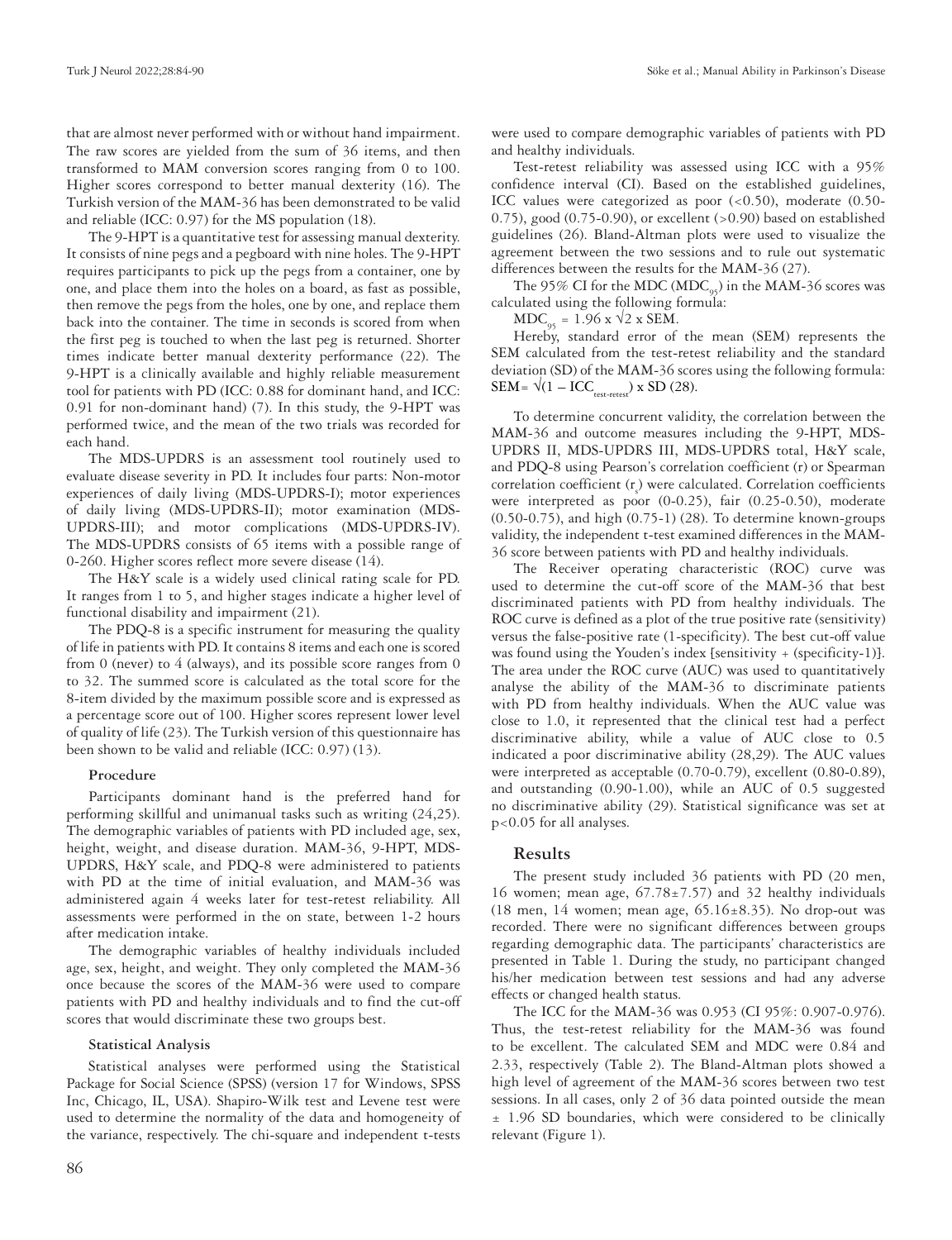that are almost never performed with or without hand impairment. The raw scores are yielded from the sum of 36 items, and then transformed to MAM conversion scores ranging from 0 to 100. Higher scores correspond to better manual dexterity (16). The Turkish version of the MAM-36 has been demonstrated to be valid and reliable (ICC: 0.97) for the MS population (18).

The 9-HPT is a quantitative test for assessing manual dexterity. It consists of nine pegs and a pegboard with nine holes. The 9-HPT requires participants to pick up the pegs from a container, one by one, and place them into the holes on a board, as fast as possible, then remove the pegs from the holes, one by one, and replace them back into the container. The time in seconds is scored from when the first peg is touched to when the last peg is returned. Shorter times indicate better manual dexterity performance (22). The 9-HPT is a clinically available and highly reliable measurement tool for patients with PD (ICC: 0.88 for dominant hand, and ICC: 0.91 for non-dominant hand) (7). In this study, the 9-HPT was performed twice, and the mean of the two trials was recorded for each hand.

The MDS-UPDRS is an assessment tool routinely used to evaluate disease severity in PD. It includes four parts: Non-motor experiences of daily living (MDS-UPDRS-I); motor experiences of daily living (MDS-UPDRS-II); motor examination (MDS-UPDRS-III); and motor complications (MDS-UPDRS-IV). The MDS-UPDRS consists of 65 items with a possible range of 0-260. Higher scores reflect more severe disease (14).

The H&Y scale is a widely used clinical rating scale for PD. It ranges from 1 to 5, and higher stages indicate a higher level of functional disability and impairment (21).

The PDQ-8 is a specific instrument for measuring the quality of life in patients with PD. It contains 8 items and each one is scored from 0 (never) to 4 (always), and its possible score ranges from 0 to 32. The summed score is calculated as the total score for the 8-item divided by the maximum possible score and is expressed as a percentage score out of 100. Higher scores represent lower level of quality of life (23). The Turkish version of this questionnaire has been shown to be valid and reliable (ICC: 0.97) (13).

### Procedure

Participants dominant hand is the preferred hand for performing skillful and unimanual tasks such as writing (24,25). The demographic variables of patients with PD included age, sex, height, weight, and disease duration. MAM-36, 9-HPT, MDS-UPDRS, H&Y scale, and PDQ-8 were administered to patients with PD at the time of initial evaluation, and MAM-36 was administered again 4 weeks later for test-retest reliability. All assessments were performed in the on state, between 1-2 hours after medication intake.

The demographic variables of healthy individuals included age, sex, height, and weight. They only completed the MAM-36 once because the scores of the MAM-36 were used to compare patients with PD and healthy individuals and to find the cut-off scores that would discriminate these two groups best.

### Statistical Analysis

Statistical analyses were performed using the Statistical Package for Social Science (SPSS) (version 17 for Windows, SPSS Inc, Chicago, IL, USA). Shapiro-Wilk test and Levene test were used to determine the normality of the data and homogeneity of the variance, respectively. The chi-square and independent t-tests were used to compare demographic variables of patients with PD and healthy individuals.

Test-retest reliability was assessed using ICC with a 95% confidence interval (CI). Based on the established guidelines, ICC values were categorized as poor (<0.50), moderate (0.50-0.75), good (0.75-0.90), or excellent (>0.90) based on established guidelines (26). Bland-Altman plots were used to visualize the agreement between the two sessions and to rule out systematic differences between the results for the MAM-36 (27).

The 95% CI for the MDC ($MDC_{95}$) in the MAM-36 scores was calculated using the following formula:

$$MDC_{95} = 1.96 \times \sqrt{2} \times SEM.$$

Hereby, standard error of the mean (SEM) represents the SEM calculated from the test-retest reliability and the standard deviation (SD) of the MAM-36 scores using the following formula: $SEM = \sqrt{(1 - ICC_{test\text{-}retest})} \times SD$ (28).

To determine concurrent validity, the correlation between the MAM-36 and outcome measures including the 9-HPT, MDS-UPDRS II, MDS-UPDRS III, MDS-UPDRS total, H&Y scale, and PDQ-8 using Pearson's correlation coefficient (r) or Spearman correlation coefficient ($r_s$) were calculated. Correlation coefficients were interpreted as poor (0-0.25), fair (0.25-0.50), moderate (0.50-0.75), and high (0.75-1) (28). To determine known-groups validity, the independent t-test examined differences in the MAM-36 score between patients with PD and healthy individuals.

The Receiver operating characteristic (ROC) curve was used to determine the cut-off score of the MAM-36 that best discriminated patients with PD from healthy individuals. The ROC curve is defined as a plot of the true positive rate (sensitivity) versus the false-positive rate (1-specificity). The best cut-off value was found using the Youden's index [sensitivity + (specificity-1)]. The area under the ROC curve (AUC) was used to quantitatively analyse the ability of the MAM-36 to discriminate patients with PD from healthy individuals. When the AUC value was close to 1.0, it represented that the clinical test had a perfect discriminative ability, while a value of AUC close to 0.5 indicated a poor discriminative ability (28,29). The AUC values were interpreted as acceptable (0.70-0.79), excellent (0.80-0.89), and outstanding (0.90-1.00), while an AUC of 0.5 suggested no discriminative ability (29). Statistical significance was set at $p<0.05$ for all analyses.

## Results

The present study included 36 patients with PD (20 men, 16 women; mean age, 67.78±7.57) and 32 healthy individuals (18 men, 14 women; mean age, 65.16±8.35). No drop-out was recorded. There were no significant differences between groups regarding demographic data. The participants' characteristics are presented in Table 1. During the study, no participant changed his/her medication between test sessions and had any adverse effects or changed health status.

The ICC for the MAM-36 was 0.953 (CI 95%: 0.907-0.976). Thus, the test-retest reliability for the MAM-36 was found to be excellent. The calculated SEM and MDC were 0.84 and 2.33, respectively (Table 2). The Bland-Altman plots showed a high level of agreement of the MAM-36 scores between two test sessions. In all cases, only 2 of 36 data pointed outside the mean ± 1.96 SD boundaries, which were considered to be clinically relevant (Figure 1).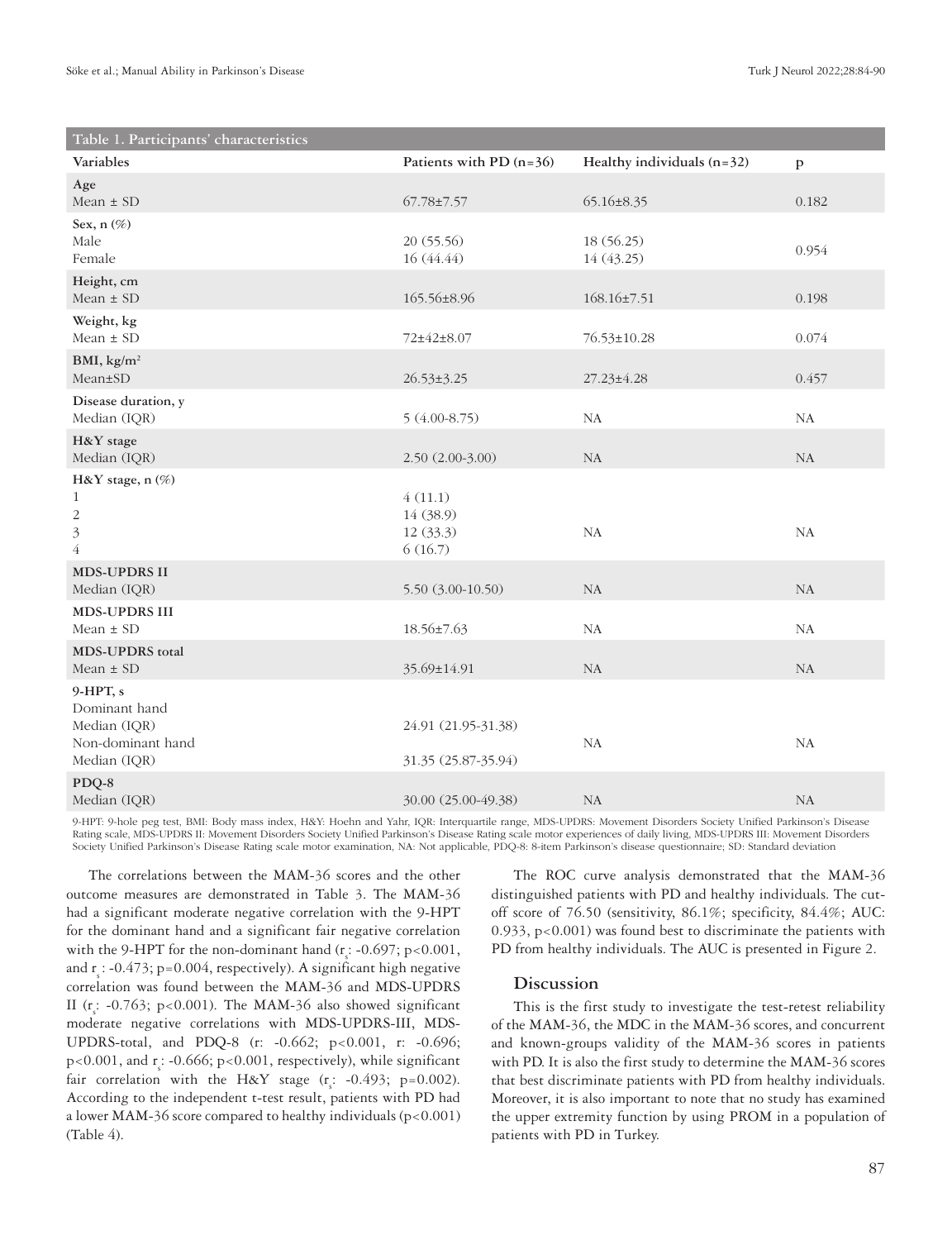**Table 1. Participants' characteristics**

| Variables | Patients with PD (n=36) | Healthy individuals (n=32) | p |
|---|---|---|---|
| **Age** | | | |
| Mean ± SD | 67.78±7.57 | 65.16±8.35 | 0.182 |
| **Sex, n (%)** | | | |
| Male | 20 (55.56) | 18 (56.25) | 0.954 |
| Female | 16 (44.44) | 14 (43.25) | |
| **Height, cm** | | | |
| Mean ± SD | 165.56±8.96 | 168.16±7.51 | 0.198 |
| **Weight, kg** | | | |
| Mean ± SD | 72±42±8.07 | 76.53±10.28 | 0.074 |
| **BMI, kg/m²** | | | |
| Mean±SD | 26.53±3.25 | 27.23±4.28 | 0.457 |
| **Disease duration, y** | | | |
| Median (IQR) | 5 (4.00-8.75) | NA | NA |
| **H&Y stage** | | | |
| Median (IQR) | 2.50 (2.00-3.00) | NA | NA |
| **H&Y stage, n (%)** | | | |
| 1 | 4 (11.1) | NA | NA |
| 2 | 14 (38.9) | | |
| 3 | 12 (33.3) | | |
| 4 | 6 (16.7) | | |
| **MDS-UPDRS II** | | | |
| Median (IQR) | 5.50 (3.00-10.50) | NA | NA |
| **MDS-UPDRS III** | | | |
| Mean ± SD | 18.56±7.63 | NA | NA |
| **MDS-UPDRS total** | | | |
| Mean ± SD | 35.69±14.91 | NA | NA |
| **9-HPT, s** | | | |
| Dominant hand | | | |
| Median (IQR) | 24.91 (21.95-31.38) | NA | NA |
| Non-dominant hand | | | |
| Median (IQR) | 31.35 (25.87-35.94) | | |
| **PDQ-8** | | | |
| Median (IQR) | 30.00 (25.00-49.38) | NA | NA |

9-HPT: 9-hole peg test, BMI: Body mass index, H&Y: Hoehn and Yahr, IQR: Interquartile range, MDS-UPDRS: Movement Disorders Society Unified Parkinson's Disease Rating scale, MDS-UPDRS II: Movement Disorders Society Unified Parkinson's Disease Rating scale motor experiences of daily living, MDS-UPDRS III: Movement Disorders Society Unified Parkinson's Disease Rating scale motor examination, NA: Not applicable, PDQ-8: 8-item Parkinson's disease questionnaire; SD: Standard deviation

The correlations between the MAM-36 scores and the other outcome measures are demonstrated in Table 3. The MAM-36 had a significant moderate negative correlation with the 9-HPT for the dominant hand and a significant fair negative correlation with the 9-HPT for the non-dominant hand ($r_s$: -0.697; $p<0.001$, and $r_s$: -0.473; $p=0.004$, respectively). A significant high negative correlation was found between the MAM-36 and MDS-UPDRS II ($r_s$: -0.763; $p<0.001$). The MAM-36 also showed significant moderate negative correlations with MDS-UPDRS-III, MDS-UPDRS-total, and PDQ-8 (r: -0.662; $p<0.001$, r: -0.696; $p<0.001$, and $r_s$: -0.666; $p<0.001$, respectively), while significant fair correlation with the H&Y stage ($r_s$: -0.493; $p=0.002$). According to the independent t-test result, patients with PD had a lower MAM-36 score compared to healthy individuals ($p<0.001$) (Table 4).

The ROC curve analysis demonstrated that the MAM-36 distinguished patients with PD and healthy individuals. The cut-off score of 76.50 (sensitivity, 86.1%; specificity, 84.4%; AUC: 0.933, $p<0.001$) was found best to discriminate the patients with PD from healthy individuals. The AUC is presented in Figure 2.

## Discussion

This is the first study to investigate the test-retest reliability of the MAM-36, the MDC in the MAM-36 scores, and concurrent and known-groups validity of the MAM-36 scores in patients with PD. It is also the first study to determine the MAM-36 scores that best discriminate patients with PD from healthy individuals. Moreover, it is also important to note that no study has examined the upper extremity function by using PROM in a population of patients with PD in Turkey.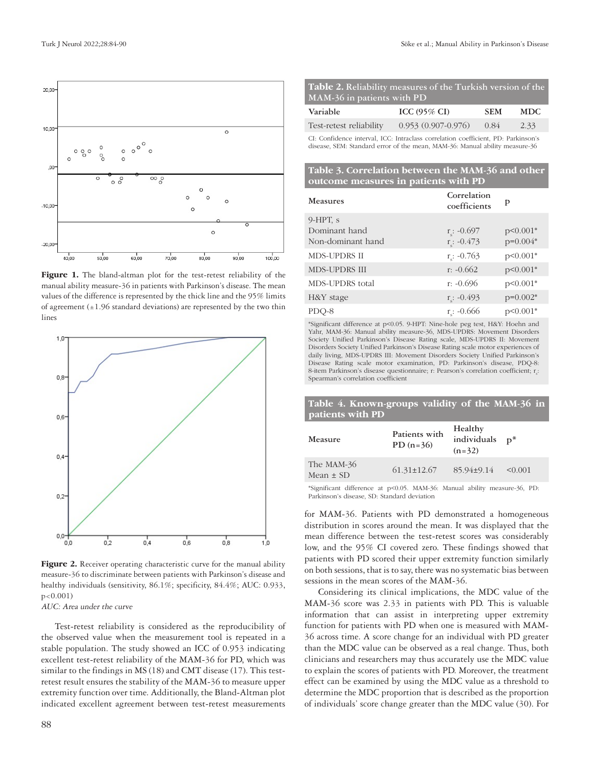Figure 1. The bland-altman plot for the test-retest reliability of the manual ability measure-36 in patients with Parkinson's disease. The mean values of the difference is represented by the thick line and the 95% limits of agreement (±1.96 standard deviations) are represented by the two thin lines

Figure 2. Receiver operating characteristic curve for the manual ability measure-36 to discriminate between patients with Parkinson's disease and healthy individuals (sensitivity, 86.1%; specificity, 84.4%; AUC: 0.933, p<0.001)

*AUC: Area under the curve*

Test-retest reliability is considered as the reproducibility of the observed value when the measurement tool is repeated in a stable population. The study showed an ICC of 0.953 indicating excellent test-retest reliability of the MAM-36 for PD, which was similar to the findings in MS (18) and CMT disease (17). This test-retest result ensures the stability of the MAM-36 to measure upper extremity function over time. Additionally, the Bland-Altman plot indicated excellent agreement between test-retest measurements for MAM-36. Patients with PD demonstrated a homogeneous distribution in scores around the mean. It was displayed that the mean difference between the test-retest scores was considerably low, and the 95% CI covered zero. These findings showed that patients with PD scored their upper extremity function similarly on both sessions, that is to say, there was no systematic bias between sessions in the mean scores of the MAM-36.

Considering its clinical implications, the MDC value of the MAM-36 score was 2.33 in patients with PD. This is valuable information that can assist in interpreting upper extremity function for patients with PD when one is measured with MAM-36 across time. A score change for an individual with PD greater than the MDC value can be observed as a real change. Thus, both clinicians and researchers may thus accurately use the MDC value to explain the scores of patients with PD. Moreover, the treatment effect can be examined by using the MDC value as a threshold to determine the MDC proportion that is described as the proportion of individuals' score change greater than the MDC value (30). For

**Table 2. Reliability measures of the Turkish version of the MAM-36 in patients with PD**

| Variable | ICC (95% CI) | SEM | MDC |
|---|---|---|---|
| Test-retest reliability | 0.953 (0.907-0.976) | 0.84 | 2.33 |

CI: Confidence interval, ICC: Intraclass correlation coefficient, PD: Parkinson's disease, SEM: Standard error of the mean, MAM-36: Manual ability measure-36

**Table 3. Correlation between the MAM-36 and other outcome measures in patients with PD**

| Measures | Correlation coefficients | p |
|---|---|---|
| 9-HPT, s | | |
| Dominant hand | $r_s$: -0.697 | p<0.001* |
| Non-dominant hand | $r_s$: -0.473 | p=0.004* |
| MDS-UPDRS II | $r_s$: -0.763 | p<0.001* |
| MDS-UPDRS III | r: -0.662 | p<0.001* |
| MDS-UPDRS total | r: -0.696 | p<0.001* |
| H&Y stage | $r_s$: -0.493 | p=0.002* |
| PDQ-8 | $r_s$: -0.666 | p<0.001* |

*Significant difference at p<0.05. 9-HPT: Nine-hole peg test, H&Y: Hoehn and Yahr, MAM-36: Manual ability measure-36, MDS-UPDRS: Movement Disorders Society Unified Parkinson's Disease Rating scale, MDS-UPDRS II: Movement Disorders Society Unified Parkinson's Disease Rating scale motor experiences of daily living, MDS-UPDRS III: Movement Disorders Society Unified Parkinson's Disease Rating scale motor examination, PD: Parkinson's disease, PDQ-8: 8-item Parkinson's disease questionnaire; r: Pearson's correlation coefficient; $r_s$: Spearman's correlation coefficient

**Table 4. Known-groups validity of the MAM-36 in patients with PD**

| Measure | Patients with PD (n=36) | Healthy individuals (n=32) | p* |
|---|---|---|---|
| The MAM-36 Mean ± SD | 61.31±12.67 | 85.94±9.14 | <0.001 |

*Significant difference at p<0.05. MAM-36: Manual ability measure-36, PD: Parkinson's disease, SD: Standard deviation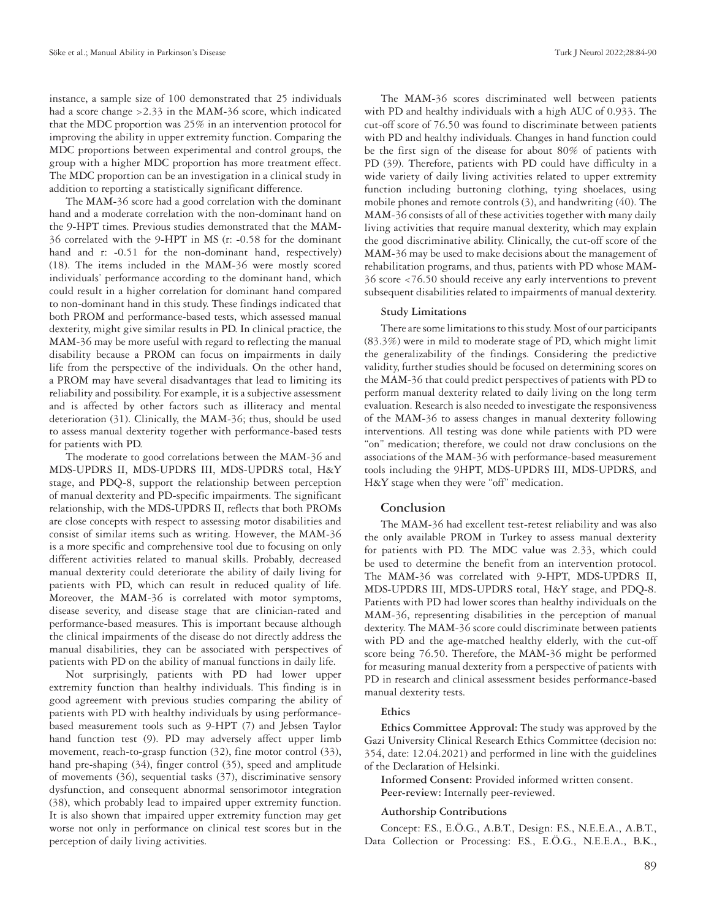instance, a sample size of 100 demonstrated that 25 individuals had a score change >2.33 in the MAM-36 score, which indicated that the MDC proportion was 25% in an intervention protocol for improving the ability in upper extremity function. Comparing the MDC proportions between experimental and control groups, the group with a higher MDC proportion has more treatment effect. The MDC proportion can be an investigation in a clinical study in addition to reporting a statistically significant difference.

The MAM-36 score had a good correlation with the dominant hand and a moderate correlation with the non-dominant hand on the 9-HPT times. Previous studies demonstrated that the MAM-36 correlated with the 9-HPT in MS (r: -0.58 for the dominant hand and r: -0.51 for the non-dominant hand, respectively) (18). The items included in the MAM-36 were mostly scored individuals' performance according to the dominant hand, which could result in a higher correlation for dominant hand compared to non-dominant hand in this study. These findings indicated that both PROM and performance-based tests, which assessed manual dexterity, might give similar results in PD. In clinical practice, the MAM-36 may be more useful with regard to reflecting the manual disability because a PROM can focus on impairments in daily life from the perspective of the individuals. On the other hand, a PROM may have several disadvantages that lead to limiting its reliability and possibility. For example, it is a subjective assessment and is affected by other factors such as illiteracy and mental deterioration (31). Clinically, the MAM-36; thus, should be used to assess manual dexterity together with performance-based tests for patients with PD.

The moderate to good correlations between the MAM-36 and MDS-UPDRS II, MDS-UPDRS III, MDS-UPDRS total, H&Y stage, and PDQ-8, support the relationship between perception of manual dexterity and PD-specific impairments. The significant relationship, with the MDS-UPDRS II, reflects that both PROMs are close concepts with respect to assessing motor disabilities and consist of similar items such as writing. However, the MAM-36 is a more specific and comprehensive tool due to focusing on only different activities related to manual skills. Probably, decreased manual dexterity could deteriorate the ability of daily living for patients with PD, which can result in reduced quality of life. Moreover, the MAM-36 is correlated with motor symptoms, disease severity, and disease stage that are clinician-rated and performance-based measures. This is important because although the clinical impairments of the disease do not directly address the manual disabilities, they can be associated with perspectives of patients with PD on the ability of manual functions in daily life.

Not surprisingly, patients with PD had lower upper extremity function than healthy individuals. This finding is in good agreement with previous studies comparing the ability of patients with PD with healthy individuals by using performance-based measurement tools such as 9-HPT (7) and Jebsen Taylor hand function test (9). PD may adversely affect upper limb movement, reach-to-grasp function (32), fine motor control (33), hand pre-shaping (34), finger control (35), speed and amplitude of movements (36), sequential tasks (37), discriminative sensory dysfunction, and consequent abnormal sensorimotor integration (38), which probably lead to impaired upper extremity function. It is also shown that impaired upper extremity function may get worse not only in performance on clinical test scores but in the perception of daily living activities.

The MAM-36 scores discriminated well between patients with PD and healthy individuals with a high AUC of 0.933. The cut-off score of 76.50 was found to discriminate between patients with PD and healthy individuals. Changes in hand function could be the first sign of the disease for about 80% of patients with PD (39). Therefore, patients with PD could have difficulty in a wide variety of daily living activities related to upper extremity function including buttoning clothing, tying shoelaces, using mobile phones and remote controls (3), and handwriting (40). The MAM-36 consists of all of these activities together with many daily living activities that require manual dexterity, which may explain the good discriminative ability. Clinically, the cut-off score of the MAM-36 may be used to make decisions about the management of rehabilitation programs, and thus, patients with PD whose MAM-36 score <76.50 should receive any early interventions to prevent subsequent disabilities related to impairments of manual dexterity.

### Study Limitations

There are some limitations to this study. Most of our participants (83.3%) were in mild to moderate stage of PD, which might limit the generalizability of the findings. Considering the predictive validity, further studies should be focused on determining scores on the MAM-36 that could predict perspectives of patients with PD to perform manual dexterity related to daily living on the long term evaluation. Research is also needed to investigate the responsiveness of the MAM-36 to assess changes in manual dexterity following interventions. All testing was done while patients with PD were "on" medication; therefore, we could not draw conclusions on the associations of the MAM-36 with performance-based measurement tools including the 9HPT, MDS-UPDRS III, MDS-UPDRS, and H&Y stage when they were "off" medication.

## Conclusion

The MAM-36 had excellent test-retest reliability and was also the only available PROM in Turkey to assess manual dexterity for patients with PD. The MDC value was 2.33, which could be used to determine the benefit from an intervention protocol. The MAM-36 was correlated with 9-HPT, MDS-UPDRS II, MDS-UPDRS III, MDS-UPDRS total, H&Y stage, and PDQ-8. Patients with PD had lower scores than healthy individuals on the MAM-36, representing disabilities in the perception of manual dexterity. The MAM-36 score could discriminate between patients with PD and the age-matched healthy elderly, with the cut-off score being 76.50. Therefore, the MAM-36 might be performed for measuring manual dexterity from a perspective of patients with PD in research and clinical assessment besides performance-based manual dexterity tests.

### Ethics

**Ethics Committee Approval:** The study was approved by the Gazi University Clinical Research Ethics Committee (decision no: 354, date: 12.04.2021) and performed in line with the guidelines of the Declaration of Helsinki.

**Informed Consent:** Provided informed written consent.

**Peer-review:** Internally peer-reviewed.

### Authorship Contributions

Concept: F.S., E.Ö.G., A.B.T., Design: F.S., N.E.E.A., A.B.T., Data Collection or Processing: F.S., E.Ö.G., N.E.E.A., B.K.,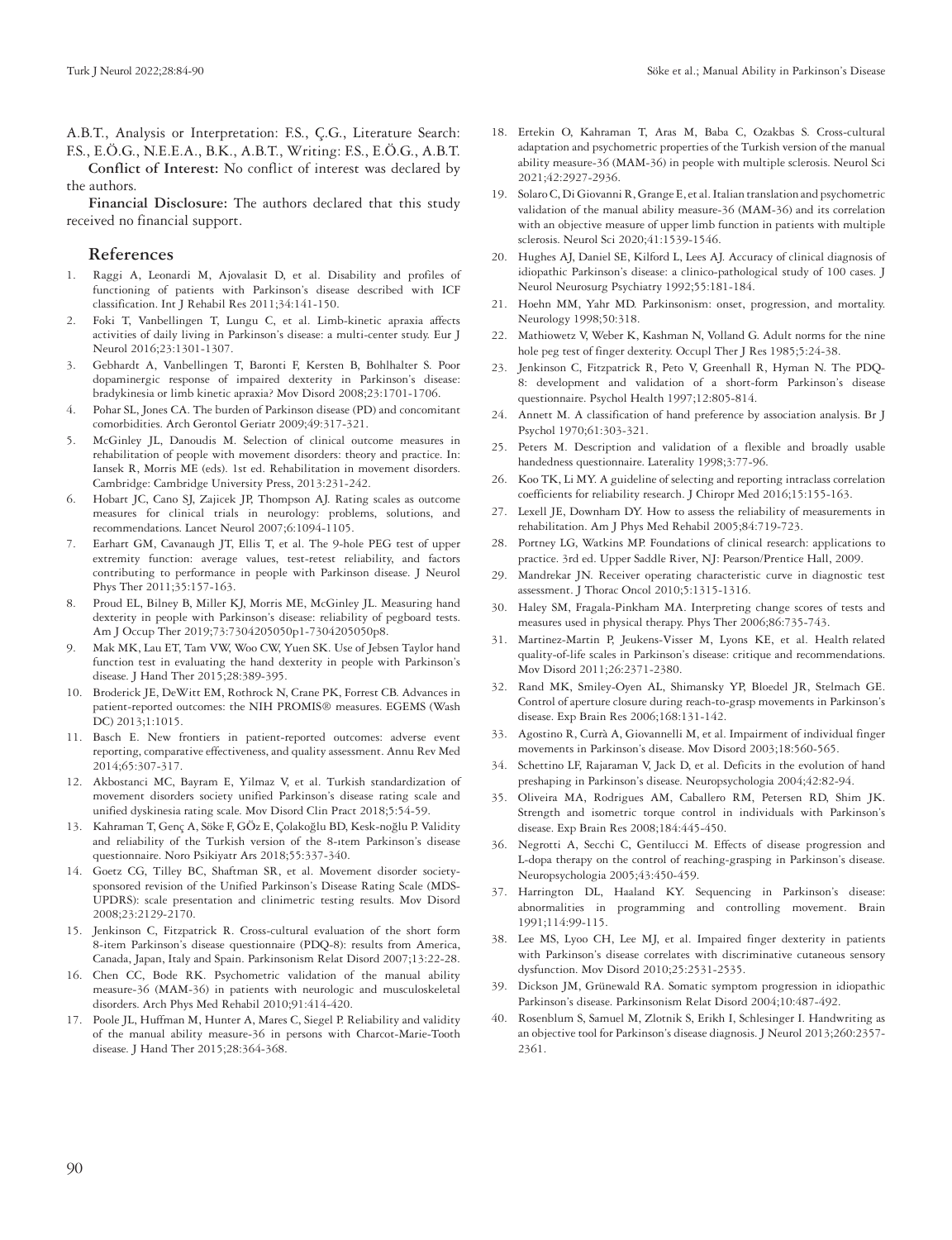A.B.T., Analysis or Interpretation: F.S., Ç.G., Literature Search: F.S., E.Ö.G., N.E.E.A., B.K., A.B.T., Writing: F.S., E.Ö.G., A.B.T.

**Conflict of Interest:** No conflict of interest was declared by the authors.

**Financial Disclosure:** The authors declared that this study received no financial support.

## References

1. Raggi A, Leonardi M, Ajovalasit D, et al. Disability and profiles of functioning of patients with Parkinson's disease described with ICF classification. Int J Rehabil Res 2011;34:141-150.
2. Foki T, Vanbellingen T, Lungu C, et al. Limb-kinetic apraxia affects activities of daily living in Parkinson's disease: a multi-center study. Eur J Neurol 2016;23:1301-1307.
3. Gebhardt A, Vanbellingen T, Baronti F, Kersten B, Bohlhalter S. Poor dopaminergic response of impaired dexterity in Parkinson's disease: bradykinesia or limb kinetic apraxia? Mov Disord 2008;23:1701-1706.
4. Pohar SL, Jones CA. The burden of Parkinson disease (PD) and concomitant comorbidities. Arch Gerontol Geriatr 2009;49:317-321.
5. McGinley JL, Danoudis M. Selection of clinical outcome measures in rehabilitation of people with movement disorders: theory and practice. In: Iansek R, Morris ME (eds). Rehabilitation in movement disorders. 1st ed. Cambridge: Cambridge University Press, 2013:231-242.
6. Hobart JC, Cano SJ, Zajicek JP, Thompson AJ. Rating scales as outcome measures for clinical trials in neurology: problems, solutions, and recommendations. Lancet Neurol 2007;6:1094-1105.
7. Earhart GM, Cavanaugh JT, Ellis T, et al. The 9-hole PEG test of upper extremity function: average values, test-retest reliability, and factors contributing to performance in people with Parkinson disease. J Neurol Phys Ther 2011;35:157-163.
8. Proud EL, Bilney B, Miller KJ, Morris ME, McGinley JL. Measuring hand dexterity in people with Parkinson's disease: reliability of pegboard tests. Am J Occup Ther 2019;73:7304205050p1-7304205050p8.
9. Mak MK, Lau ET, Tam VW, Woo CW, Yuen SK. Use of Jebsen Taylor hand function test in evaluating the hand dexterity in people with Parkinson's disease. J Hand Ther 2015;28:389-395.
10. Broderick JE, DeWitt EM, Rothrock N, Crane PK, Forrest CB. Advances in patient-reported outcomes: the NIH PROMIS® measures. EGEMS (Wash DC) 2013;1:1015.
11. Basch E. New frontiers in patient-reported outcomes: adverse event reporting, comparative effectiveness, and quality assessment. Annu Rev Med 2014;65:307-317.
12. Akbostanci MC, Bayram E, Yilmaz V, et al. Turkish standardization of movement disorders society unified Parkinson's disease rating scale and unified dyskinesia rating scale. Mov Disord Clin Pract 2018;5:54-59.
13. Kahraman T, Genç A, Söke F, GÖz E, Çolakoğlu BD, Kesk-noğlu P. Validity and reliability of the Turkish version of the 8-ıtem Parkinson's disease questionnaire. Noro Psikiyatr Ars 2018;55:337-340.
14. Goetz CG, Tilley BC, Shaftman SR, et al. Movement disorder society-sponsored revision of the Unified Parkinson's Disease Rating Scale (MDS-UPDRS): scale presentation and clinimetric testing results. Mov Disord 2008;23:2129-2170.
15. Jenkinson C, Fitzpatrick R. Cross-cultural evaluation of the short form 8-item Parkinson's disease questionnaire (PDQ-8): results from America, Canada, Japan, Italy and Spain. Parkinsonism Relat Disord 2007;13:22-28.
16. Chen CC, Bode RK. Psychometric validation of the manual ability measure-36 (MAM-36) in patients with neurologic and musculoskeletal disorders. Arch Phys Med Rehabil 2010;91:414-420.
17. Poole JL, Huffman M, Hunter A, Mares C, Siegel P. Reliability and validity of the manual ability measure-36 in persons with Charcot-Marie-Tooth disease. J Hand Ther 2015;28:364-368.
18. Ertekin O, Kahraman T, Aras M, Baba C, Ozakbas S. Cross-cultural adaptation and psychometric properties of the Turkish version of the manual ability measure-36 (MAM-36) in people with multiple sclerosis. Neurol Sci 2021;42:2927-2936.
19. Solaro C, Di Giovanni R, Grange E, et al. Italian translation and psychometric validation of the manual ability measure-36 (MAM-36) and its correlation with an objective measure of upper limb function in patients with multiple sclerosis. Neurol Sci 2020;41:1539-1546.
20. Hughes AJ, Daniel SE, Kilford L, Lees AJ. Accuracy of clinical diagnosis of idiopathic Parkinson's disease: a clinico-pathological study of 100 cases. J Neurol Neurosurg Psychiatry 1992;55:181-184.
21. Hoehn MM, Yahr MD. Parkinsonism: onset, progression, and mortality. Neurology 1998;50:318.
22. Mathiowetz V, Weber K, Kashman N, Volland G. Adult norms for the nine hole peg test of finger dexterity. Occupl Ther J Res 1985;5:24-38.
23. Jenkinson C, Fitzpatrick R, Peto V, Greenhall R, Hyman N. The PDQ-8: development and validation of a short-form Parkinson's disease questionnaire. Psychol Health 1997;12:805-814.
24. Annett M. A classification of hand preference by association analysis. Br J Psychol 1970;61:303-321.
25. Peters M. Description and validation of a flexible and broadly usable handedness questionnaire. Laterality 1998;3:77-96.
26. Koo TK, Li MY. A guideline of selecting and reporting intraclass correlation coefficients for reliability research. J Chiropr Med 2016;15:155-163.
27. Lexell JE, Downham DY. How to assess the reliability of measurements in rehabilitation. Am J Phys Med Rehabil 2005;84:719-723.
28. Portney LG, Watkins MP. Foundations of clinical research: applications to practice. 3rd ed. Upper Saddle River, NJ: Pearson/Prentice Hall, 2009.
29. Mandrekar JN. Receiver operating characteristic curve in diagnostic test assessment. J Thorac Oncol 2010;5:1315-1316.
30. Haley SM, Fragala-Pinkham MA. Interpreting change scores of tests and measures used in physical therapy. Phys Ther 2006;86:735-743.
31. Martinez-Martin P, Jeukens-Visser M, Lyons KE, et al. Health related quality-of-life scales in Parkinson's disease: critique and recommendations. Mov Disord 2011;26:2371-2380.
32. Rand MK, Smiley-Oyen AL, Shimansky YP, Bloedel JR, Stelmach GE. Control of aperture closure during reach-to-grasp movements in Parkinson's disease. Exp Brain Res 2006;168:131-142.
33. Agostino R, Currà A, Giovannelli M, et al. Impairment of individual finger movements in Parkinson's disease. Mov Disord 2003;18:560-565.
34. Schettino LF, Rajaraman V, Jack D, et al. Deficits in the evolution of hand preshaping in Parkinson's disease. Neuropsychologia 2004;42:82-94.
35. Oliveira MA, Rodrigues AM, Caballero RM, Petersen RD, Shim JK. Strength and isometric torque control in individuals with Parkinson's disease. Exp Brain Res 2008;184:445-450.
36. Negrotti A, Secchi C, Gentilucci M. Effects of disease progression and L-dopa therapy on the control of reaching-grasping in Parkinson's disease. Neuropsychologia 2005;43:450-459.
37. Harrington DL, Haaland KY. Sequencing in Parkinson's disease: abnormalities in programming and controlling movement. Brain 1991;114:99-115.
38. Lee MS, Lyoo CH, Lee MJ, et al. Impaired finger dexterity in patients with Parkinson's disease correlates with discriminative cutaneous sensory dysfunction. Mov Disord 2010;25:2531-2535.
39. Dickson JM, Grünewald RA. Somatic symptom progression in idiopathic Parkinson's disease. Parkinsonism Relat Disord 2004;10:487-492.
40. Rosenblum S, Samuel M, Zlotnik S, Erikh I, Schlesinger I. Handwriting as an objective tool for Parkinson's disease diagnosis. J Neurol 2013;260:2357-2361.